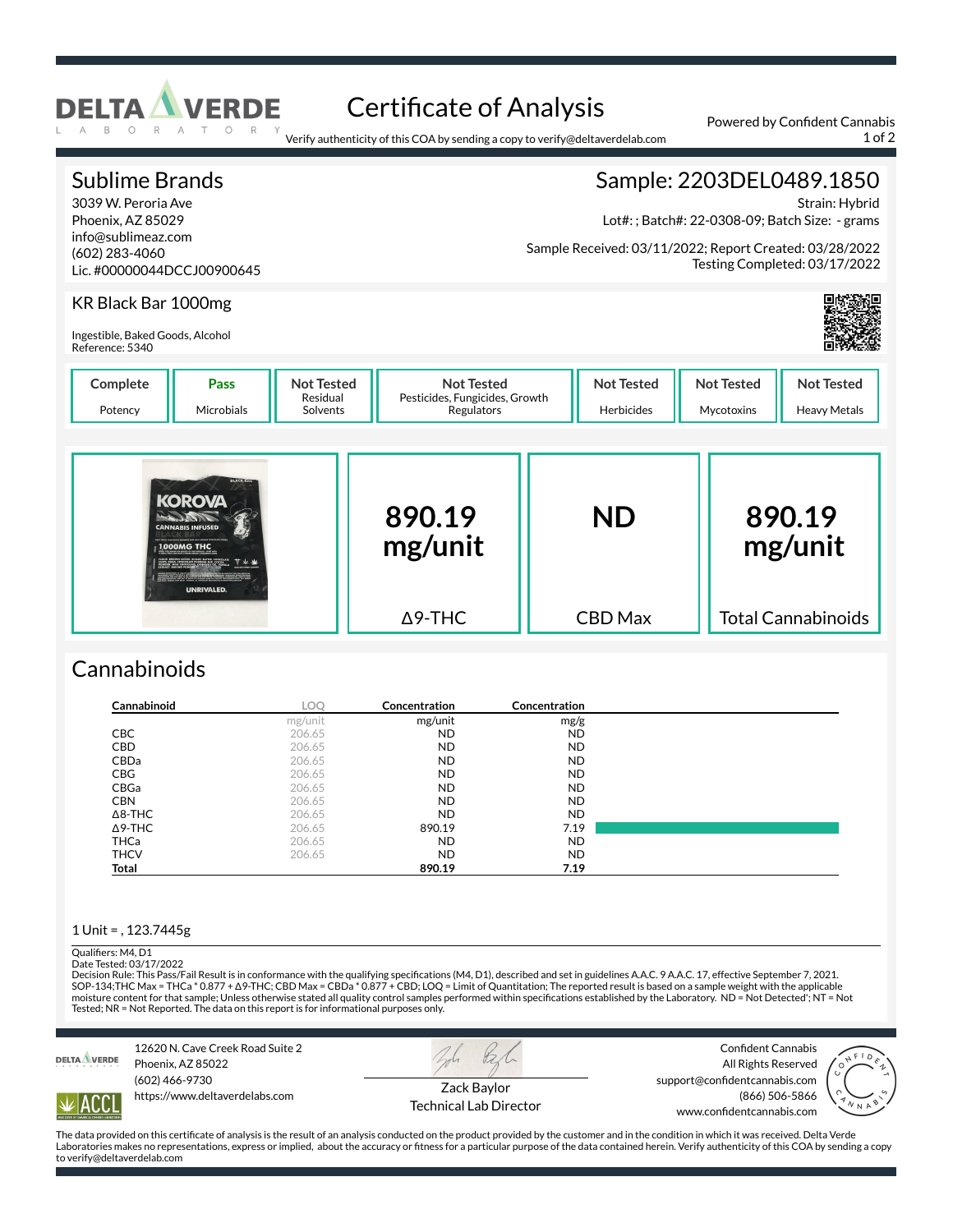# Certificate of Analysis

DELTA VERDE LABORATORY

Verify authenticity of this COA by sending a copy to verify@deltaverdelab.com

Powered by Confident Cannabis

## Sublime Brands

3039 W. Peroria Ave
Phoenix, AZ 85029
info@sublimeaz.com
(602) 283-4060
Lic. #00000044DCCJ00900645

## Sample: 2203DEL0489.1850

Strain: Hybrid
Lot#: ; Batch#: 22-0308-09; Batch Size: - grams
Sample Received: 03/11/2022; Report Created: 03/28/2022
Testing Completed: 03/17/2022

### KR Black Bar 1000mg

Ingestible, Baked Goods, Alcohol
Reference: 5340

| Complete | Pass | Not Tested | Not Tested | Not Tested | Not Tested | Not Tested |
|---|---|---|---|---|---|---|
| Potency | Microbials | Residual Solvents | Pesticides, Fungicides, Growth Regulators | Herbicides | Mycotoxins | Heavy Metals |

| Δ9-THC | CBD Max | Total Cannabinoids |
|---|---|---|
| 890.19 mg/unit | ND | 890.19 mg/unit |

## Cannabinoids

| Cannabinoid | LOQ | Concentration | Concentration |
|---|---|---|---|
| | mg/unit | mg/unit | mg/g |
| CBC | 206.65 | ND | ND |
| CBD | 206.65 | ND | ND |
| CBDa | 206.65 | ND | ND |
| CBG | 206.65 | ND | ND |
| CBGa | 206.65 | ND | ND |
| CBN | 206.65 | ND | ND |
| Δ8-THC | 206.65 | ND | ND |
| Δ9-THC | 206.65 | 890.19 | 7.19 |
| THCa | 206.65 | ND | ND |
| THCV | 206.65 | ND | ND |
| **Total** | | **890.19** | **7.19** |

1 Unit = , 123.7445g

Qualifiers: M4, D1
Date Tested: 03/17/2022
Decision Rule: This Pass/Fail Result is in conformance with the qualifying specifications (M4, D1), described and set in guidelines A.A.C. 9 A.A.C. 17, effective September 7, 2021.
SOP-134;THC Max = THCa * 0.877 + Δ9-THC; CBD Max = CBDa * 0.877 + CBD; LOQ = Limit of Quantitation; The reported result is based on a sample weight with the applicable moisture content for that sample; Unless otherwise stated all quality control samples performed within specifications established by the Laboratory. ND = Not Detected'; NT = Not Tested; NR = Not Reported. The data on this report is for informational purposes only.

12620 N. Cave Creek Road Suite 2
Phoenix, AZ 85022
(602) 466-9730
https://www.deltaverdelabs.com

Zack Baylor
Technical Lab Director

Confident Cannabis
All Rights Reserved
support@confidentcannabis.com
(866) 506-5866
www.confidentcannabis.com

The data provided on this certificate of analysis is the result of an analysis conducted on the product provided by the customer and in the condition in which it was received. Delta Verde Laboratories makes no representations, express or implied, about the accuracy or fitness for a particular purpose of the data contained herein. Verify authenticity of this COA by sending a copy to verify@deltaverdelab.com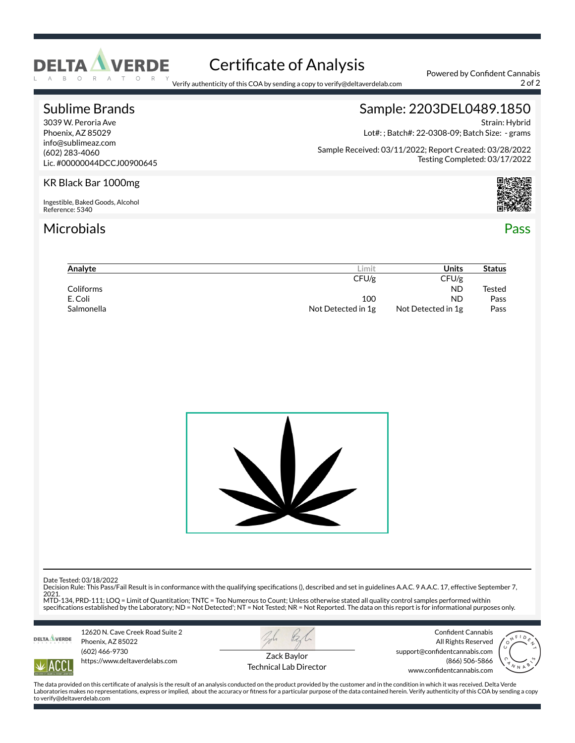# Certificate of Analysis

Verify authenticity of this COA by sending a copy to verify@deltaverdelab.com

Powered by Confident Cannabis

## Sublime Brands

3039 W. Peroria Ave
Phoenix, AZ 85029
info@sublimeaz.com
(602) 283-4060
Lic. #00000044DCCJ00900645

## Sample: 2203DEL0489.1850

Strain: Hybrid
Lot#: ; Batch#: 22-0308-09; Batch Size: - grams
Sample Received: 03/11/2022; Report Created: 03/28/2022
Testing Completed: 03/17/2022

### KR Black Bar 1000mg

Ingestible, Baked Goods, Alcohol
Reference: 5340

## Microbials

**Pass**

| Analyte | Limit | Units | Status |
|---|---|---|---|
| | CFU/g | CFU/g | |
| Coliforms | | ND | Tested |
| E. Coli | 100 | ND | Pass |
| Salmonella | Not Detected in 1g | Not Detected in 1g | Pass |

Date Tested: 03/18/2022
Decision Rule: This Pass/Fail Result is in conformance with the qualifying specifications (), described and set in guidelines A.A.C. 9 A.A.C. 17, effective September 7, 2021.
MTD-134, PRD-111; LOQ = Limit of Quantitation; TNTC = Too Numerous to Count; Unless otherwise stated all quality control samples performed within specifications established by the Laboratory; ND = Not Detected'; NT = Not Tested; NR = Not Reported. The data on this report is for informational purposes only.

12620 N. Cave Creek Road Suite 2
Phoenix, AZ 85022
(602) 466-9730
https://www.deltaverdelabs.com

Zack Baylor
Technical Lab Director

Confident Cannabis
All Rights Reserved
support@confidentcannabis.com
(866) 506-5866
www.confidentcannabis.com

The data provided on this certificate of analysis is the result of an analysis conducted on the product provided by the customer and in the condition in which it was received. Delta Verde Laboratories makes no representations, express or implied, about the accuracy or fitness for a particular purpose of the data contained herein. Verify authenticity of this COA by sending a copy to verify@deltaverdelab.com